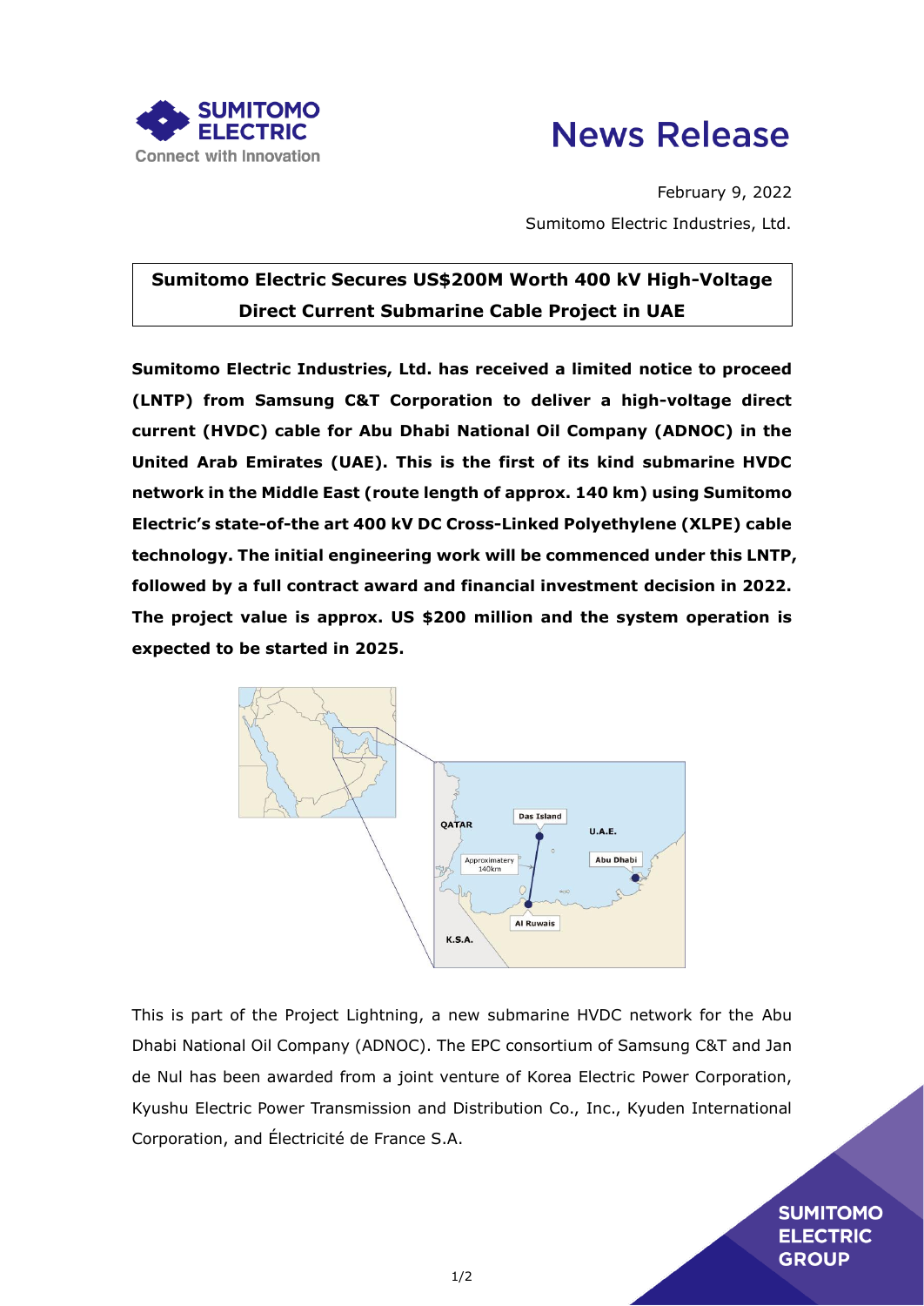# News Release

February 9, 2022

Sumitomo Electric Industries, Ltd.

## Sumitomo Electric Secures US$200M Worth 400 kV High-Voltage Direct Current Submarine Cable Project in UAE

**Sumitomo Electric Industries, Ltd. has received a limited notice to proceed (LNTP) from Samsung C&T Corporation to deliver a high-voltage direct current (HVDC) cable for Abu Dhabi National Oil Company (ADNOC) in the United Arab Emirates (UAE). This is the first of its kind submarine HVDC network in the Middle East (route length of approx. 140 km) using Sumitomo Electric's state-of-the art 400 kV DC Cross-Linked Polyethylene (XLPE) cable technology. The initial engineering work will be commenced under this LNTP, followed by a full contract award and financial investment decision in 2022. The project value is approx. US $200 million and the system operation is expected to be started in 2025.**

This is part of the Project Lightning, a new submarine HVDC network for the Abu Dhabi National Oil Company (ADNOC). The EPC consortium of Samsung C&T and Jan de Nul has been awarded from a joint venture of Korea Electric Power Corporation, Kyushu Electric Power Transmission and Distribution Co., Inc., Kyuden International Corporation, and Électricité de France S.A.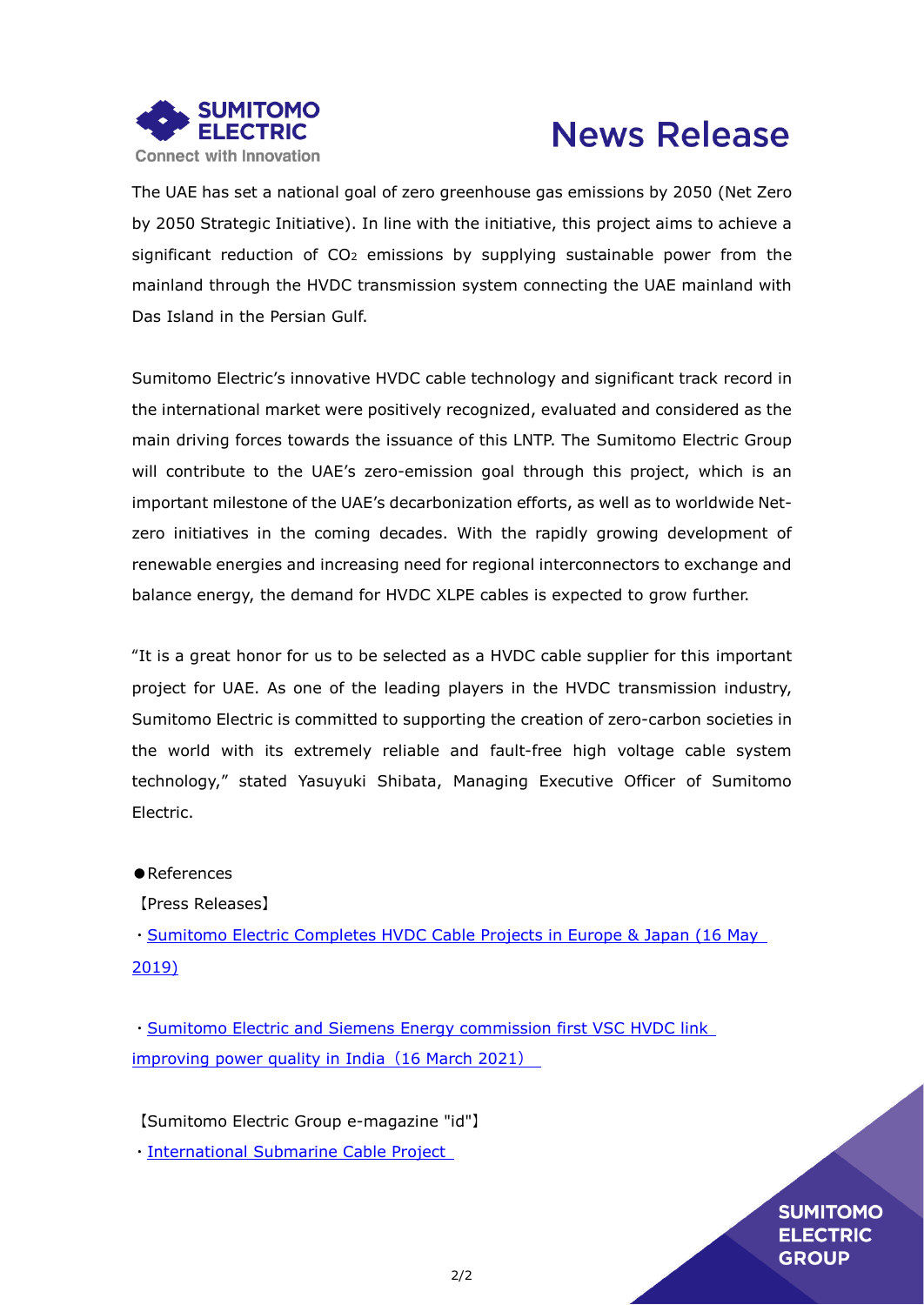The UAE has set a national goal of zero greenhouse gas emissions by 2050 (Net Zero by 2050 Strategic Initiative). In line with the initiative, this project aims to achieve a significant reduction of $CO_2$ emissions by supplying sustainable power from the mainland through the HVDC transmission system connecting the UAE mainland with Das Island in the Persian Gulf.

Sumitomo Electric's innovative HVDC cable technology and significant track record in the international market were positively recognized, evaluated and considered as the main driving forces towards the issuance of this LNTP. The Sumitomo Electric Group will contribute to the UAE's zero-emission goal through this project, which is an important milestone of the UAE's decarbonization efforts, as well as to worldwide Net-zero initiatives in the coming decades. With the rapidly growing development of renewable energies and increasing need for regional interconnectors to exchange and balance energy, the demand for HVDC XLPE cables is expected to grow further.

"It is a great honor for us to be selected as a HVDC cable supplier for this important project for UAE. As one of the leading players in the HVDC transmission industry, Sumitomo Electric is committed to supporting the creation of zero-carbon societies in the world with its extremely reliable and fault-free high voltage cable system technology," stated Yasuyuki Shibata, Managing Executive Officer of Sumitomo Electric.

●References

【Press Releases】

・Sumitomo Electric Completes HVDC Cable Projects in Europe & Japan (16 May 2019)

・Sumitomo Electric and Siemens Energy commission first VSC HVDC link improving power quality in India（16 March 2021）

【Sumitomo Electric Group e-magazine "id"】

・International Submarine Cable Project